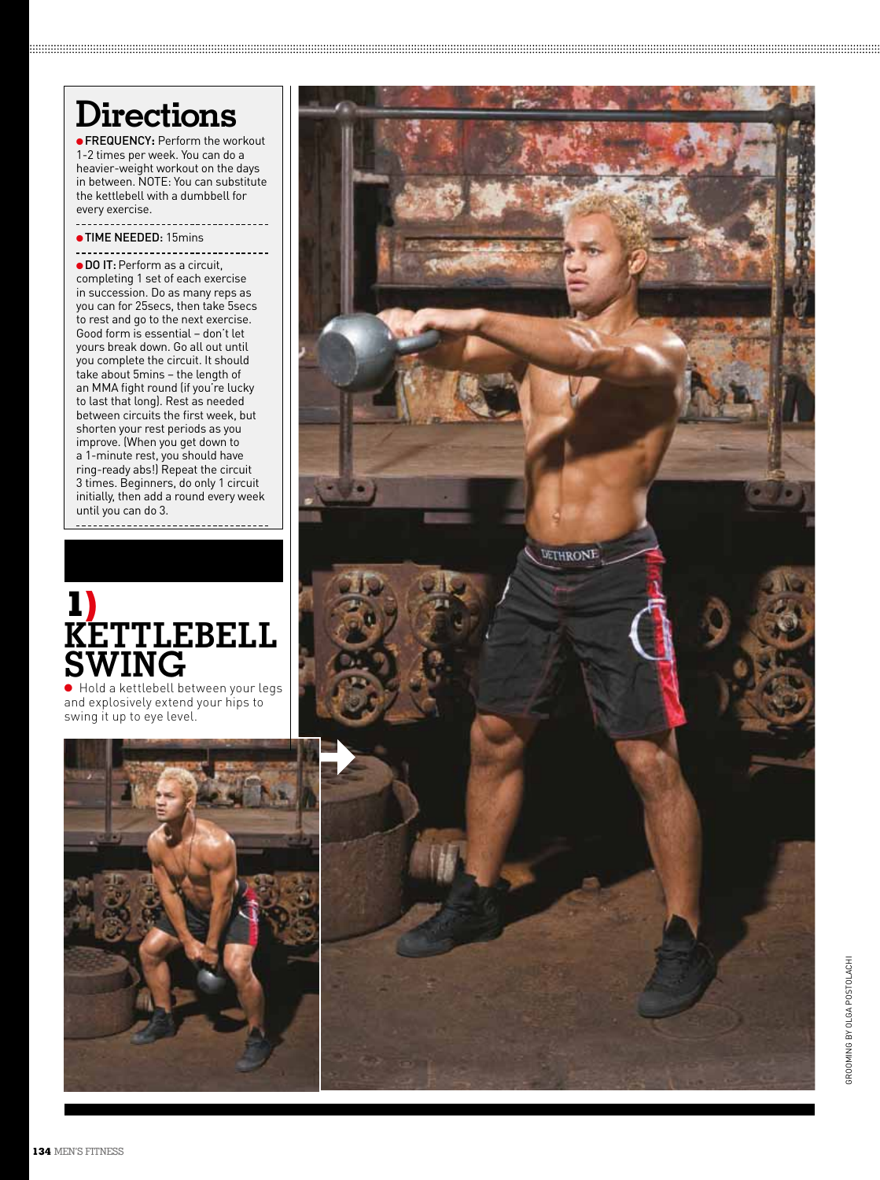# Directions

- **FREQUENCY:** Perform the workout 1-2 times per week. You can do a heavier-weight workout on the days in between. NOTE: You can substitute the kettlebell with a dumbbell for every exercise.

- **TIME NEEDED:** 15mins

- **DO IT:** Perform as a circuit, completing 1 set of each exercise in succession. Do as many reps as you can for 25secs, then take 5secs to rest and go to the next exercise. Good form is essential – don't let yours break down. Go all out until you complete the circuit. It should take about 5mins – the length of an MMA fight round (if you're lucky to last that long). Rest as needed between circuits the first week, but shorten your rest periods as you improve. (When you get down to a 1-minute rest, you should have ring-ready abs!) Repeat the circuit 3 times. Beginners, do only 1 circuit initially, then add a round every week until you can do 3.

## 1) KETTLEBELL SWING

- Hold a kettlebell between your legs and explosively extend your hips to swing it up to eye level.

GROOMING BY OLGA POSTOLACHI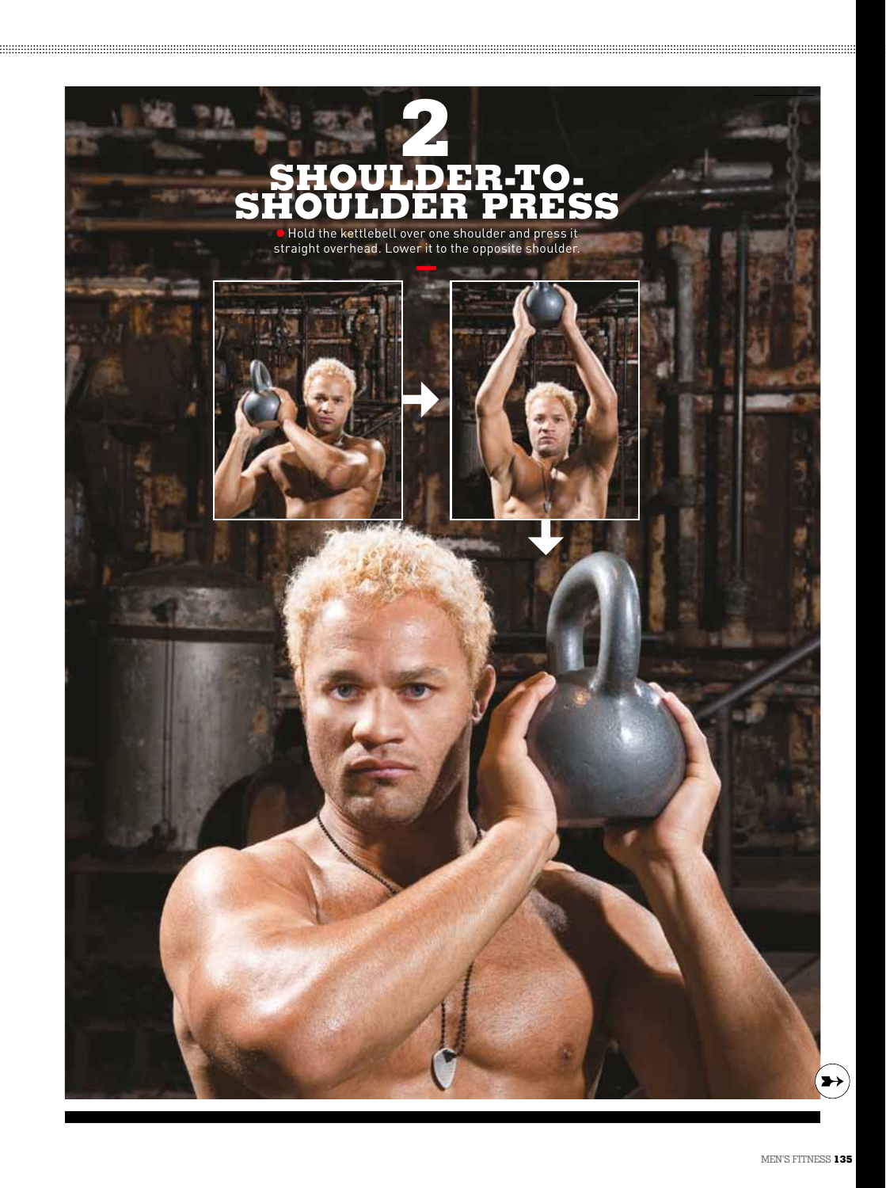# 2 SHOULDER-TO-SHOULDER PRESS

Hold the kettlebell over one shoulder and press it straight overhead. Lower it to the opposite shoulder.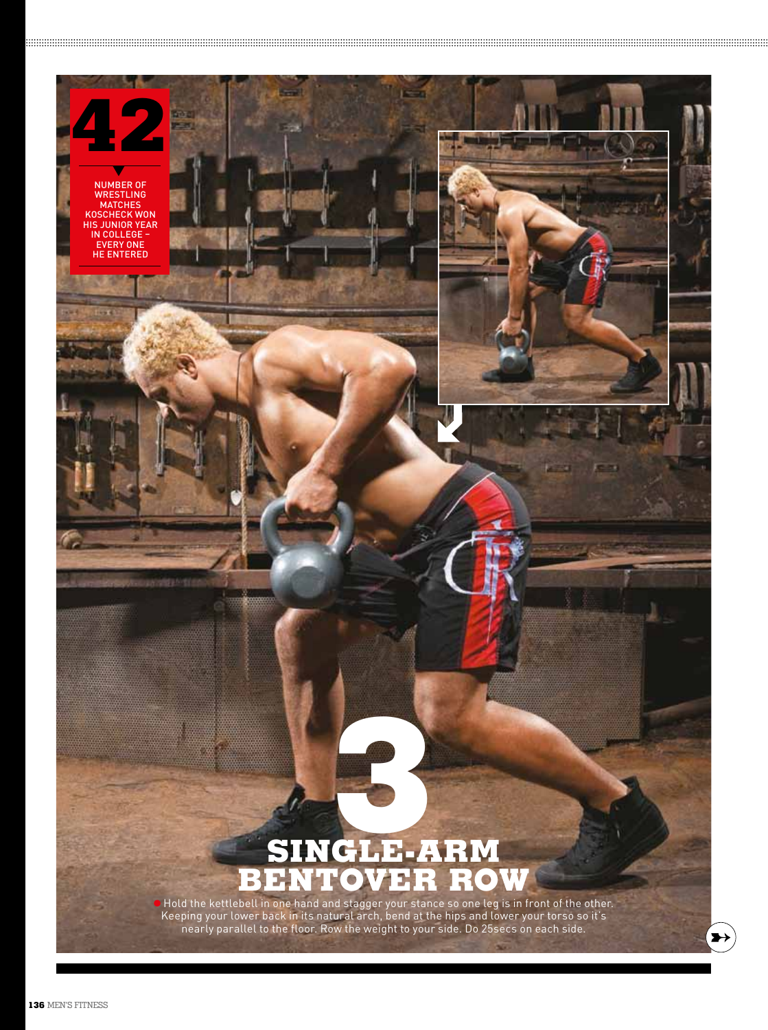**42**

NUMBER OF WRESTLING MATCHES KOSCHECK WON HIS JUNIOR YEAR IN COLLEGE – EVERY ONE HE ENTERED

# 3 SINGLE-ARM BENTOVER ROW

Hold the kettlebell in one hand and stagger your stance so one leg is in front of the other. Keeping your lower back in its natural arch, bend at the hips and lower your torso so it's nearly parallel to the floor. Row the weight to your side. Do 25secs on each side.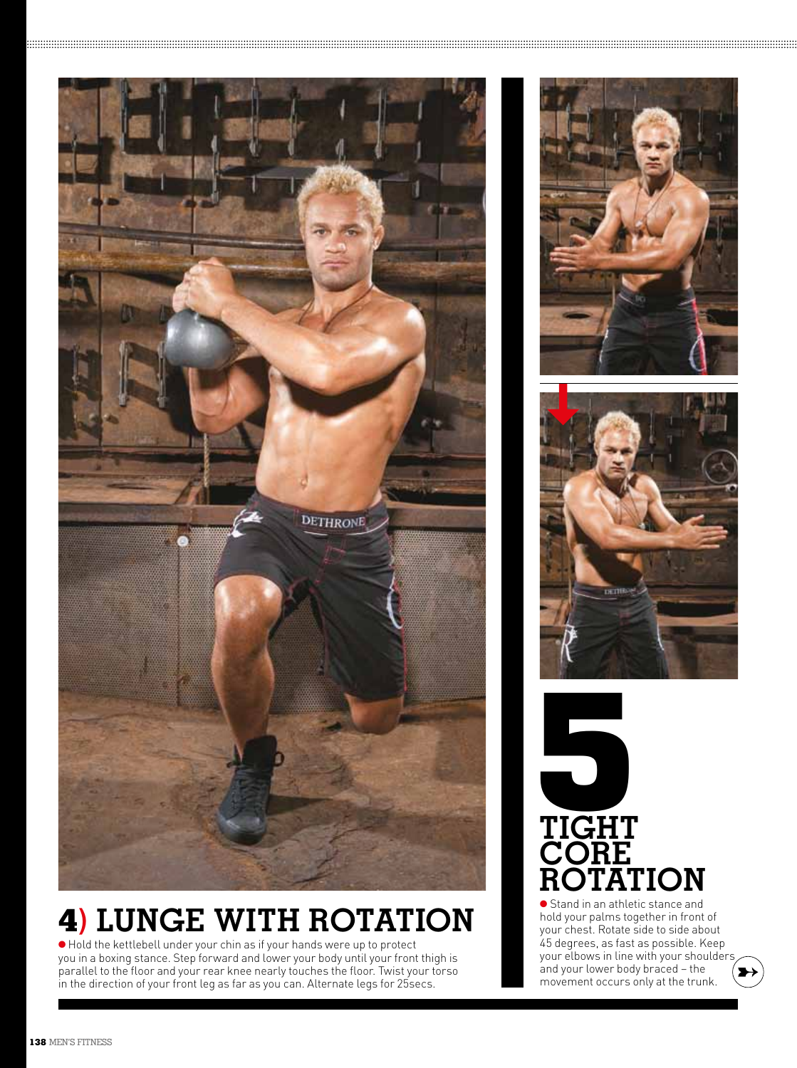## 4) LUNGE WITH ROTATION

● Hold the kettlebell under your chin as if your hands were up to protect you in a boxing stance. Step forward and lower your body until your front thigh is parallel to the floor and your rear knee nearly touches the floor. Twist your torso in the direction of your front leg as far as you can. Alternate legs for 25secs.

## 5 TIGHT CORE ROTATION

● Stand in an athletic stance and hold your palms together in front of your chest. Rotate side to side about 45 degrees, as fast as possible. Keep your elbows in line with your shoulders and your lower body braced – the movement occurs only at the trunk.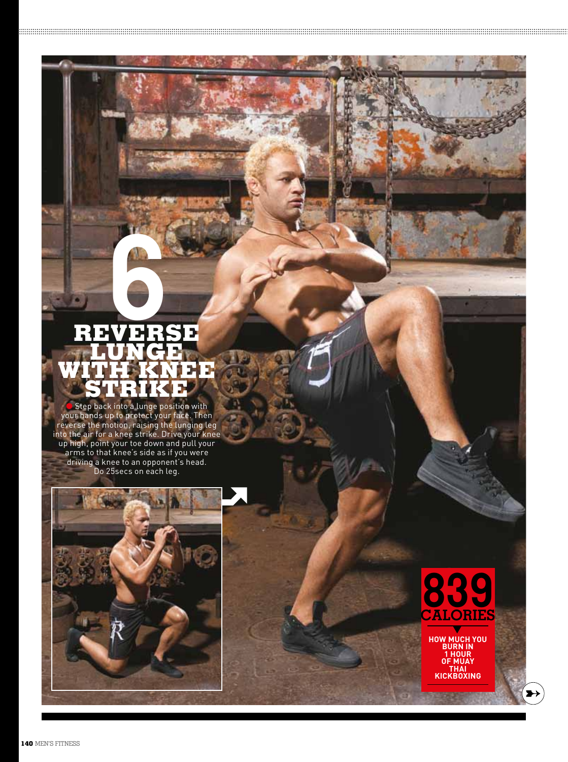# 6 REVERSE LUNGE WITH KNEE STRIKE

Step back into a lunge position with your hands up to protect your face. Then reverse the motion, raising the lunging leg into the air for a knee strike. Drive your knee up high, point your toe down and pull your arms to that knee's side as if you were driving a knee to an opponent's head. Do 25secs on each leg.

**839 CALORIES**

**HOW MUCH YOU BURN IN 1 HOUR OF MUAY THAI KICKBOXING**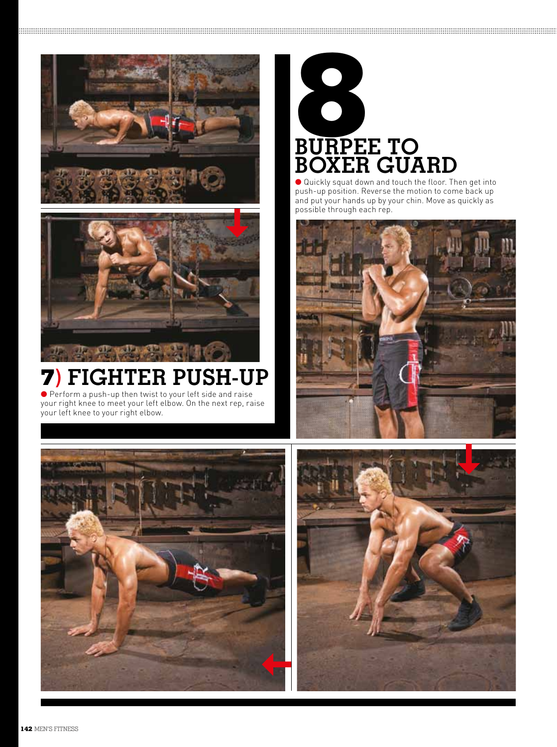## 7) FIGHTER PUSH-UP

● Perform a push-up then twist to your left side and raise your right knee to meet your left elbow. On the next rep, raise your left knee to your right elbow.

# 8 BURPEE TO BOXER GUARD

● Quickly squat down and touch the floor. Then get into push-up position. Reverse the motion to come back up and put your hands up by your chin. Move as quickly as possible through each rep.